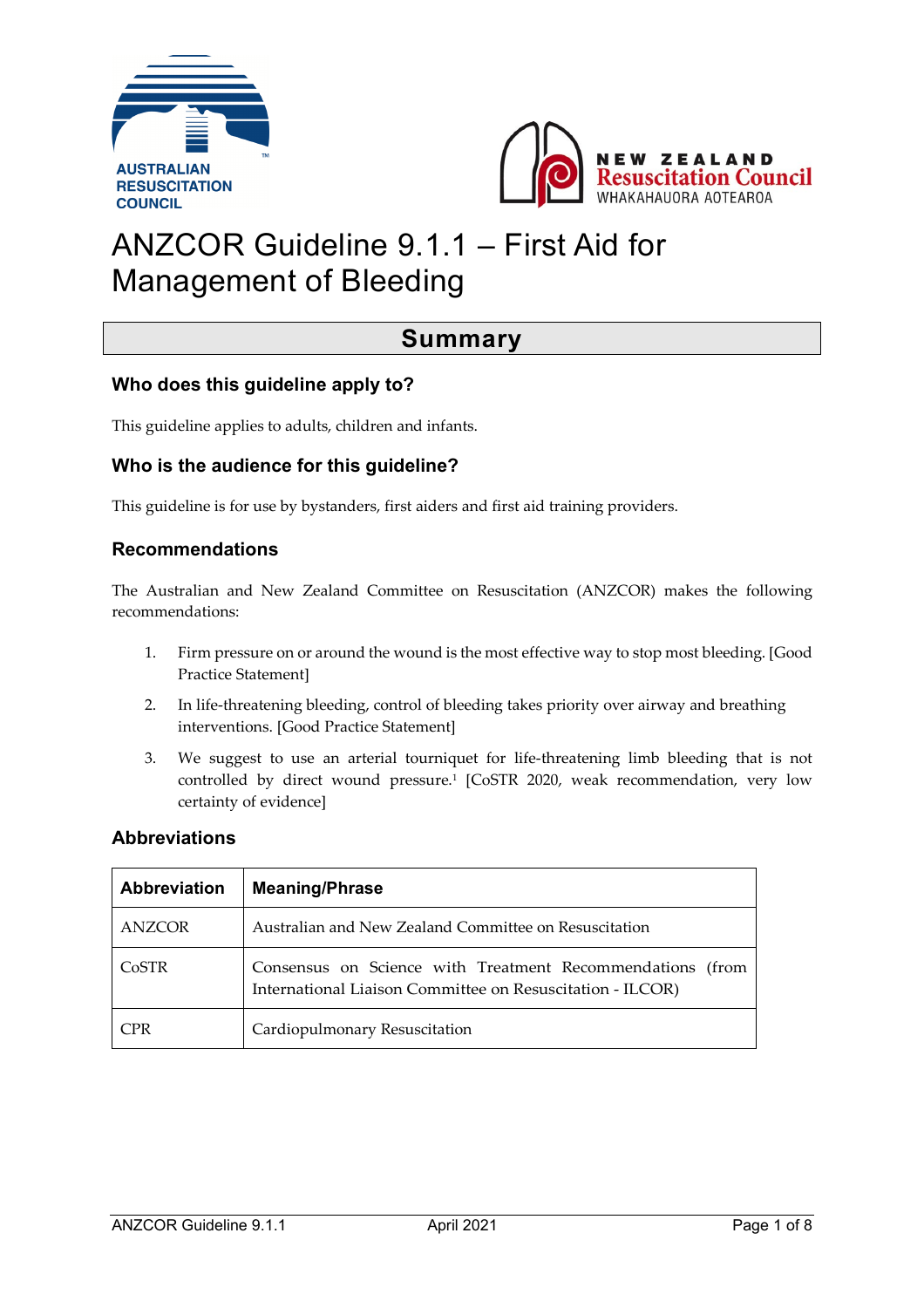# ANZCOR Guideline 9.1.1 – First Aid for Management of Bleeding

## Summary

### Who does this guideline apply to?

This guideline applies to adults, children and infants.

### Who is the audience for this guideline?

This guideline is for use by bystanders, first aiders and first aid training providers.

### Recommendations

The Australian and New Zealand Committee on Resuscitation (ANZCOR) makes the following recommendations:

1. Firm pressure on or around the wound is the most effective way to stop most bleeding. [Good Practice Statement]
2. In life-threatening bleeding, control of bleeding takes priority over airway and breathing interventions. [Good Practice Statement]
3. We suggest to use an arterial tourniquet for life-threatening limb bleeding that is not controlled by direct wound pressure.[1] [CoSTR 2020, weak recommendation, very low certainty of evidence]

### Abbreviations

| Abbreviation | Meaning/Phrase |
|---|---|
| ANZCOR | Australian and New Zealand Committee on Resuscitation |
| CoSTR | Consensus on Science with Treatment Recommendations (from International Liaison Committee on Resuscitation - ILCOR) |
| CPR | Cardiopulmonary Resuscitation |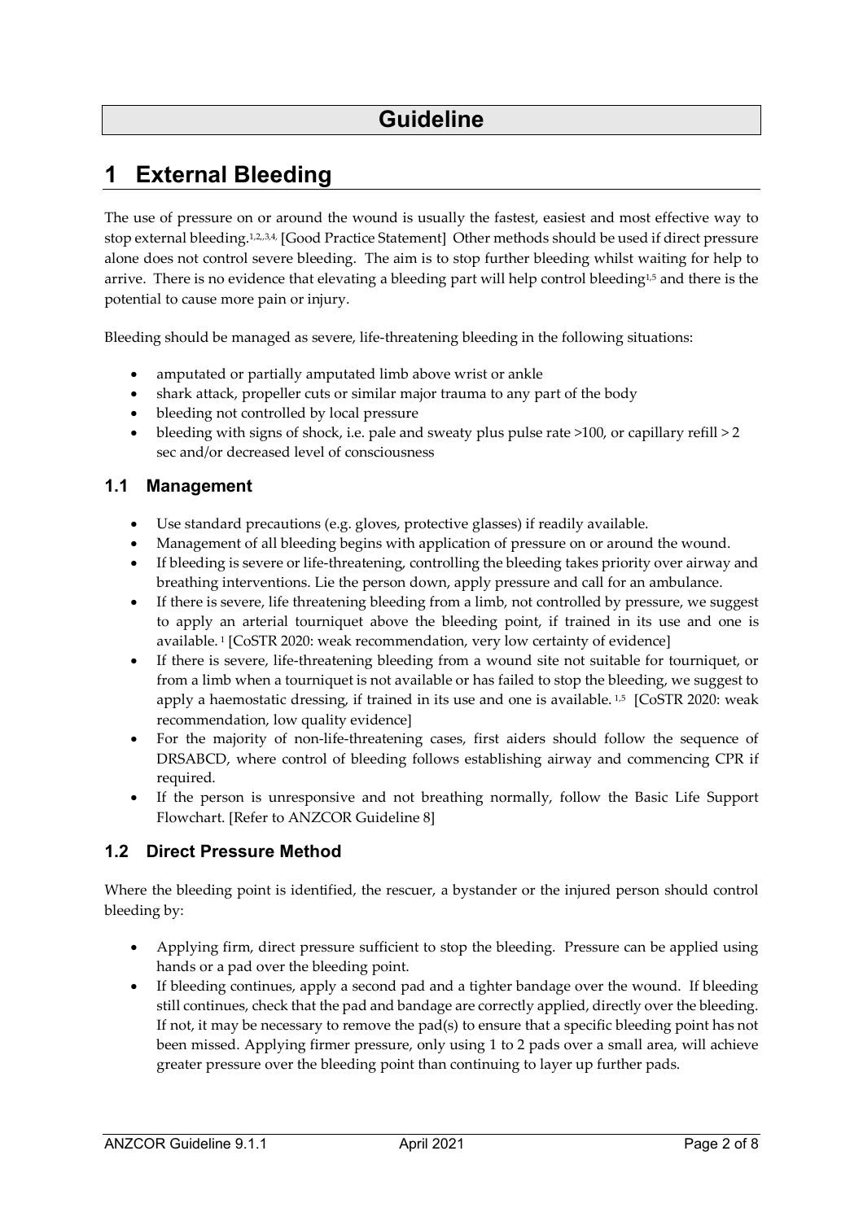# Guideline

# 1 External Bleeding

The use of pressure on or around the wound is usually the fastest, easiest and most effective way to stop external bleeding.[1,2,,3,4] [Good Practice Statement] Other methods should be used if direct pressure alone does not control severe bleeding. The aim is to stop further bleeding whilst waiting for help to arrive. There is no evidence that elevating a bleeding part will help control bleeding[1,5] and there is the potential to cause more pain or injury.

Bleeding should be managed as severe, life-threatening bleeding in the following situations:

- amputated or partially amputated limb above wrist or ankle
- shark attack, propeller cuts or similar major trauma to any part of the body
- bleeding not controlled by local pressure
- bleeding with signs of shock, i.e. pale and sweaty plus pulse rate >100, or capillary refill > 2 sec and/or decreased level of consciousness

## 1.1 Management

- Use standard precautions (e.g. gloves, protective glasses) if readily available.
- Management of all bleeding begins with application of pressure on or around the wound.
- If bleeding is severe or life-threatening, controlling the bleeding takes priority over airway and breathing interventions. Lie the person down, apply pressure and call for an ambulance.
- If there is severe, life threatening bleeding from a limb, not controlled by pressure, we suggest to apply an arterial tourniquet above the bleeding point, if trained in its use and one is available. [1] [CoSTR 2020: weak recommendation, very low certainty of evidence]
- If there is severe, life-threatening bleeding from a wound site not suitable for tourniquet, or from a limb when a tourniquet is not available or has failed to stop the bleeding, we suggest to apply a haemostatic dressing, if trained in its use and one is available. [1,5] [CoSTR 2020: weak recommendation, low quality evidence]
- For the majority of non-life-threatening cases, first aiders should follow the sequence of DRSABCD, where control of bleeding follows establishing airway and commencing CPR if required.
- If the person is unresponsive and not breathing normally, follow the Basic Life Support Flowchart. [Refer to ANZCOR Guideline 8]

## 1.2 Direct Pressure Method

Where the bleeding point is identified, the rescuer, a bystander or the injured person should control bleeding by:

- Applying firm, direct pressure sufficient to stop the bleeding. Pressure can be applied using hands or a pad over the bleeding point.
- If bleeding continues, apply a second pad and a tighter bandage over the wound. If bleeding still continues, check that the pad and bandage are correctly applied, directly over the bleeding. If not, it may be necessary to remove the pad(s) to ensure that a specific bleeding point has not been missed. Applying firmer pressure, only using 1 to 2 pads over a small area, will achieve greater pressure over the bleeding point than continuing to layer up further pads.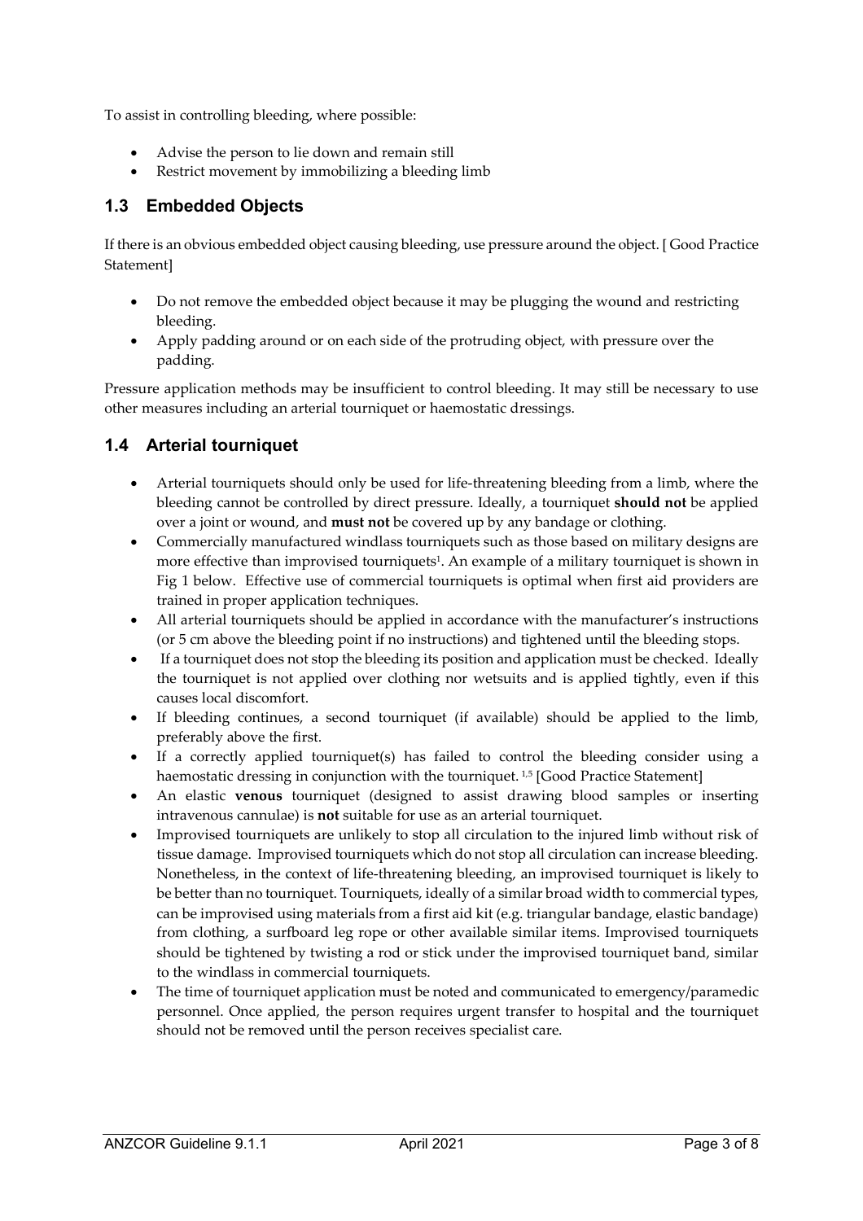To assist in controlling bleeding, where possible:

- Advise the person to lie down and remain still
- Restrict movement by immobilizing a bleeding limb

## 1.3 Embedded Objects

If there is an obvious embedded object causing bleeding, use pressure around the object. [ Good Practice Statement]

- Do not remove the embedded object because it may be plugging the wound and restricting bleeding.
- Apply padding around or on each side of the protruding object, with pressure over the padding.

Pressure application methods may be insufficient to control bleeding. It may still be necessary to use other measures including an arterial tourniquet or haemostatic dressings.

## 1.4 Arterial tourniquet

- Arterial tourniquets should only be used for life-threatening bleeding from a limb, where the bleeding cannot be controlled by direct pressure. Ideally, a tourniquet **should not** be applied over a joint or wound, and **must not** be covered up by any bandage or clothing.
- Commercially manufactured windlass tourniquets such as those based on military designs are more effective than improvised tourniquets[1]. An example of a military tourniquet is shown in Fig 1 below. Effective use of commercial tourniquets is optimal when first aid providers are trained in proper application techniques.
- All arterial tourniquets should be applied in accordance with the manufacturer's instructions (or 5 cm above the bleeding point if no instructions) and tightened until the bleeding stops.
- If a tourniquet does not stop the bleeding its position and application must be checked. Ideally the tourniquet is not applied over clothing nor wetsuits and is applied tightly, even if this causes local discomfort.
- If bleeding continues, a second tourniquet (if available) should be applied to the limb, preferably above the first.
- If a correctly applied tourniquet(s) has failed to control the bleeding consider using a haemostatic dressing in conjunction with the tourniquet. [1,5] [Good Practice Statement]
- An elastic **venous** tourniquet (designed to assist drawing blood samples or inserting intravenous cannulae) is **not** suitable for use as an arterial tourniquet.
- Improvised tourniquets are unlikely to stop all circulation to the injured limb without risk of tissue damage. Improvised tourniquets which do not stop all circulation can increase bleeding. Nonetheless, in the context of life-threatening bleeding, an improvised tourniquet is likely to be better than no tourniquet. Tourniquets, ideally of a similar broad width to commercial types, can be improvised using materials from a first aid kit (e.g. triangular bandage, elastic bandage) from clothing, a surfboard leg rope or other available similar items. Improvised tourniquets should be tightened by twisting a rod or stick under the improvised tourniquet band, similar to the windlass in commercial tourniquets.
- The time of tourniquet application must be noted and communicated to emergency/paramedic personnel. Once applied, the person requires urgent transfer to hospital and the tourniquet should not be removed until the person receives specialist care.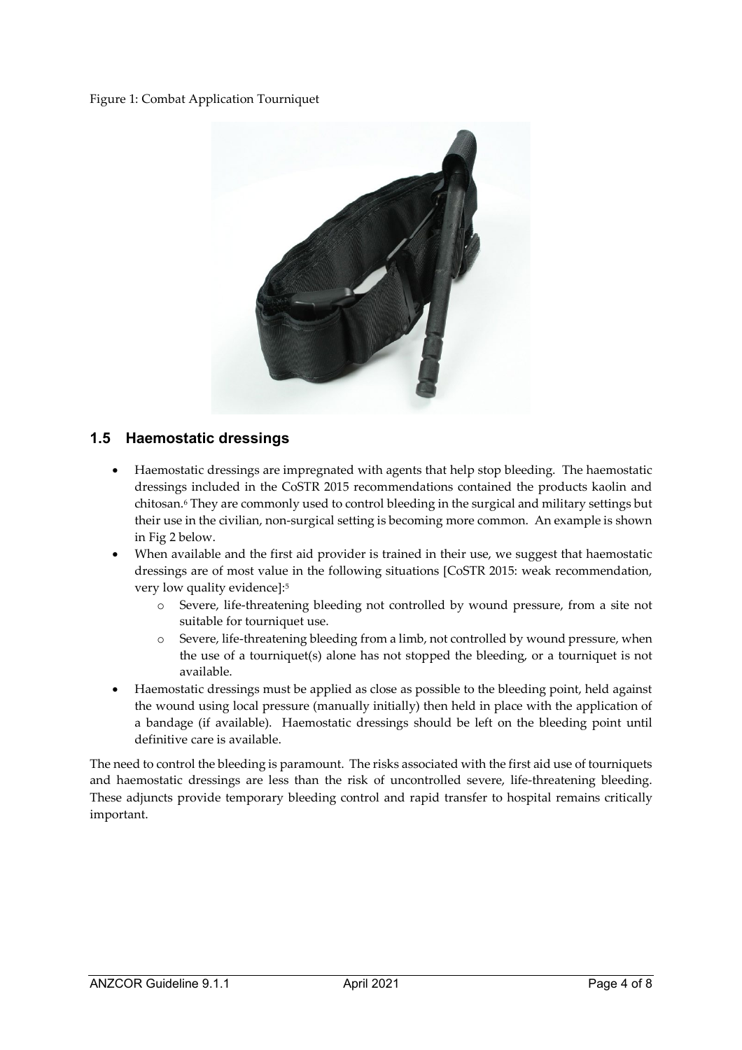Figure 1: Combat Application Tourniquet

## 1.5 Haemostatic dressings

- Haemostatic dressings are impregnated with agents that help stop bleeding. The haemostatic dressings included in the CoSTR 2015 recommendations contained the products kaolin and chitosan.[6] They are commonly used to control bleeding in the surgical and military settings but their use in the civilian, non-surgical setting is becoming more common. An example is shown in Fig 2 below.
- When available and the first aid provider is trained in their use, we suggest that haemostatic dressings are of most value in the following situations [CoSTR 2015: weak recommendation, very low quality evidence]:[5]
    - Severe, life-threatening bleeding not controlled by wound pressure, from a site not suitable for tourniquet use.
    - Severe, life-threatening bleeding from a limb, not controlled by wound pressure, when the use of a tourniquet(s) alone has not stopped the bleeding, or a tourniquet is not available.
- Haemostatic dressings must be applied as close as possible to the bleeding point, held against the wound using local pressure (manually initially) then held in place with the application of a bandage (if available). Haemostatic dressings should be left on the bleeding point until definitive care is available.

The need to control the bleeding is paramount. The risks associated with the first aid use of tourniquets and haemostatic dressings are less than the risk of uncontrolled severe, life-threatening bleeding. These adjuncts provide temporary bleeding control and rapid transfer to hospital remains critically important.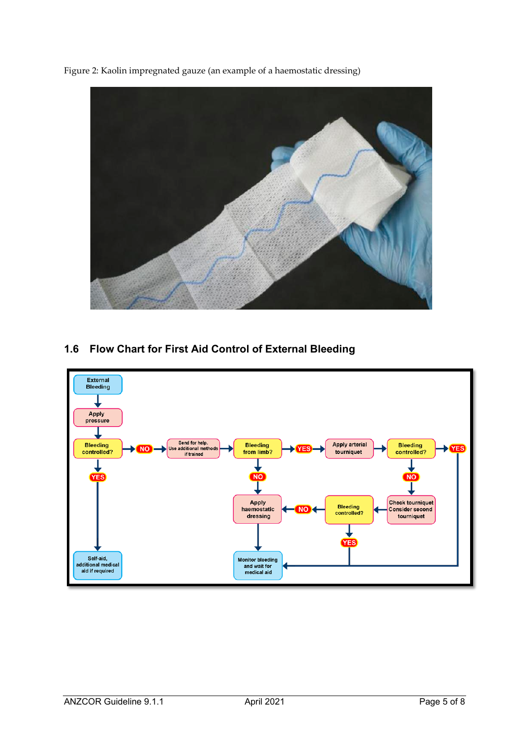Figure 2: Kaolin impregnated gauze (an example of a haemostatic dressing)

## 1.6 Flow Chart for First Aid Control of External Bleeding

External Bleeding → Apply pressure → Bleeding controlled?

- YES → Self-aid, additional medical aid if required
- NO → Send for help. Use additional methods if trained → Bleeding from limb?
  - NO → Apply haemostatic dressing → Monitor bleeding and wait for medical aid
  - YES → Apply arterial tourniquet → Bleeding controlled?
    - YES → Monitor bleeding and wait for medical aid
    - NO → Check tourniquet. Consider second tourniquet → Bleeding controlled?
      - YES → Monitor bleeding and wait for medical aid
      - NO → Apply haemostatic dressing → Monitor bleeding and wait for medical aid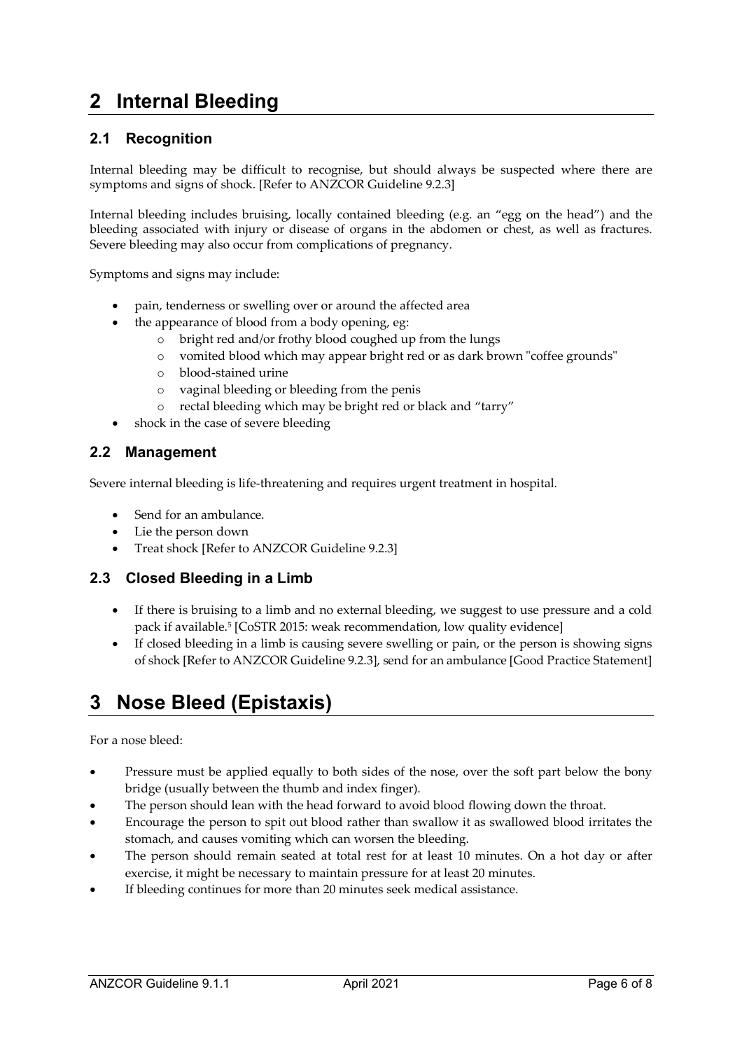# 2 Internal Bleeding

## 2.1 Recognition

Internal bleeding may be difficult to recognise, but should always be suspected where there are symptoms and signs of shock. [Refer to ANZCOR Guideline 9.2.3]

Internal bleeding includes bruising, locally contained bleeding (e.g. an "egg on the head") and the bleeding associated with injury or disease of organs in the abdomen or chest, as well as fractures. Severe bleeding may also occur from complications of pregnancy.

Symptoms and signs may include:

- pain, tenderness or swelling over or around the affected area
- the appearance of blood from a body opening, eg:
    - bright red and/or frothy blood coughed up from the lungs
    - vomited blood which may appear bright red or as dark brown "coffee grounds"
    - blood-stained urine
    - vaginal bleeding or bleeding from the penis
    - rectal bleeding which may be bright red or black and "tarry"
- shock in the case of severe bleeding

## 2.2 Management

Severe internal bleeding is life-threatening and requires urgent treatment in hospital.

- Send for an ambulance.
- Lie the person down
- Treat shock [Refer to ANZCOR Guideline 9.2.3]

## 2.3 Closed Bleeding in a Limb

- If there is bruising to a limb and no external bleeding, we suggest to use pressure and a cold pack if available.[5] [CoSTR 2015: weak recommendation, low quality evidence]
- If closed bleeding in a limb is causing severe swelling or pain, or the person is showing signs of shock [Refer to ANZCOR Guideline 9.2.3], send for an ambulance [Good Practice Statement]

# 3 Nose Bleed (Epistaxis)

For a nose bleed:

- Pressure must be applied equally to both sides of the nose, over the soft part below the bony bridge (usually between the thumb and index finger).
- The person should lean with the head forward to avoid blood flowing down the throat.
- Encourage the person to spit out blood rather than swallow it as swallowed blood irritates the stomach, and causes vomiting which can worsen the bleeding.
- The person should remain seated at total rest for at least 10 minutes. On a hot day or after exercise, it might be necessary to maintain pressure for at least 20 minutes.
- If bleeding continues for more than 20 minutes seek medical assistance.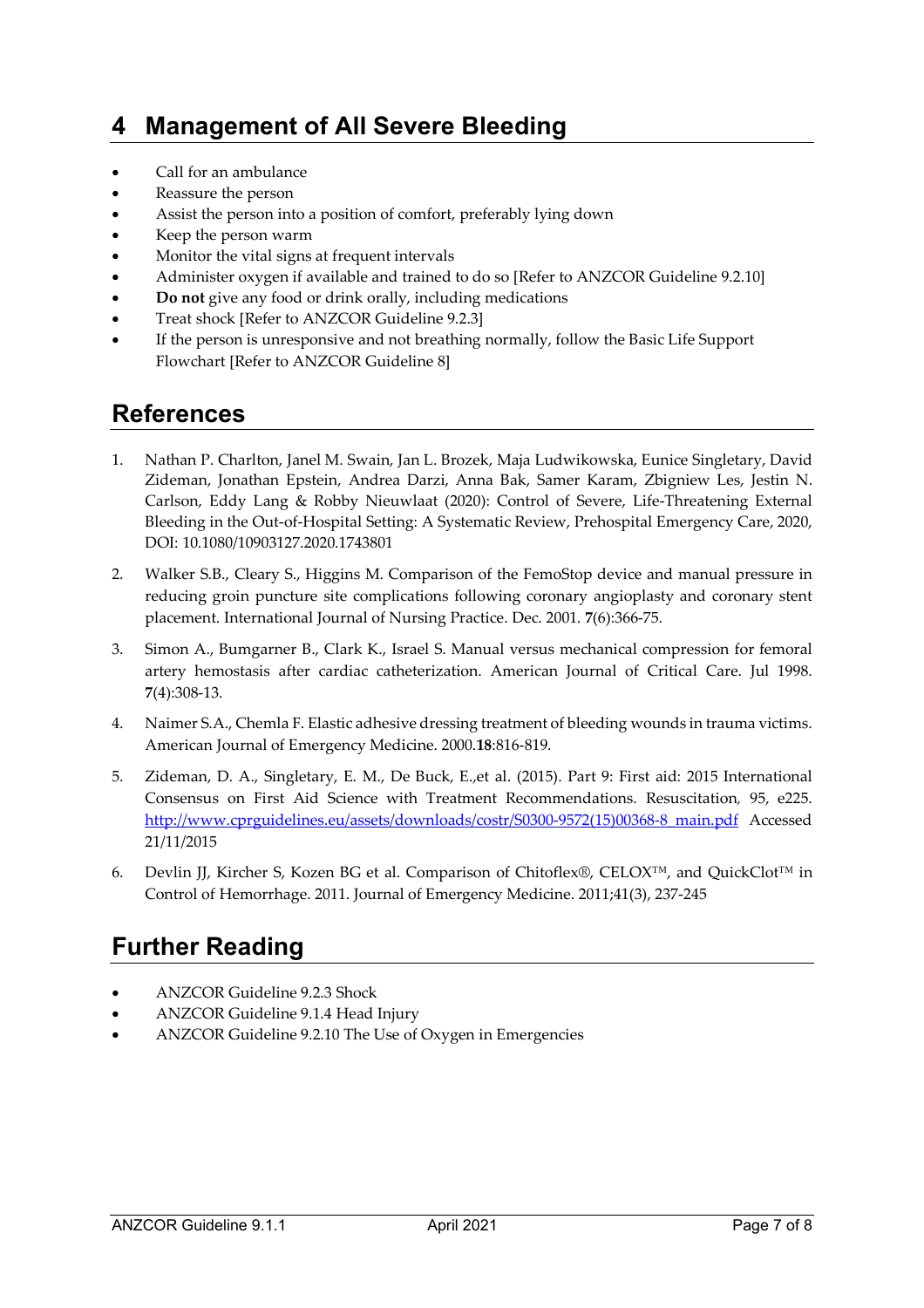# 4 Management of All Severe Bleeding

- Call for an ambulance
- Reassure the person
- Assist the person into a position of comfort, preferably lying down
- Keep the person warm
- Monitor the vital signs at frequent intervals
- Administer oxygen if available and trained to do so [Refer to ANZCOR Guideline 9.2.10]
- **Do not** give any food or drink orally, including medications
- Treat shock [Refer to ANZCOR Guideline 9.2.3]
- If the person is unresponsive and not breathing normally, follow the Basic Life Support Flowchart [Refer to ANZCOR Guideline 8]

# References

1. Nathan P. Charlton, Janel M. Swain, Jan L. Brozek, Maja Ludwikowska, Eunice Singletary, David Zideman, Jonathan Epstein, Andrea Darzi, Anna Bak, Samer Karam, Zbigniew Les, Jestin N. Carlson, Eddy Lang & Robby Nieuwlaat (2020): Control of Severe, Life-Threatening External Bleeding in the Out-of-Hospital Setting: A Systematic Review, Prehospital Emergency Care, 2020, DOI: 10.1080/10903127.2020.1743801

2. Walker S.B., Cleary S., Higgins M. Comparison of the FemoStop device and manual pressure in reducing groin puncture site complications following coronary angioplasty and coronary stent placement. International Journal of Nursing Practice. Dec. 2001. **7**(6):366-75.

3. Simon A., Bumgarner B., Clark K., Israel S. Manual versus mechanical compression for femoral artery hemostasis after cardiac catheterization. American Journal of Critical Care. Jul 1998. **7**(4):308-13.

4. Naimer S.A., Chemla F. Elastic adhesive dressing treatment of bleeding wounds in trauma victims. American Journal of Emergency Medicine. 2000.**18**:816-819.

5. Zideman, D. A., Singletary, E. M., De Buck, E.,et al. (2015). Part 9: First aid: 2015 International Consensus on First Aid Science with Treatment Recommendations. Resuscitation*,* 95, e225. http://www.cprguidelines.eu/assets/downloads/costr/S0300-9572(15)00368-8_main.pdf Accessed 21/11/2015

6. Devlin JJ, Kircher S, Kozen BG et al. Comparison of Chitoflex®, CELOX™, and QuickClot™ in Control of Hemorrhage. 2011. Journal of Emergency Medicine. 2011;41(3), 237-245

# Further Reading

- ANZCOR Guideline 9.2.3 Shock
- ANZCOR Guideline 9.1.4 Head Injury
- ANZCOR Guideline 9.2.10 The Use of Oxygen in Emergencies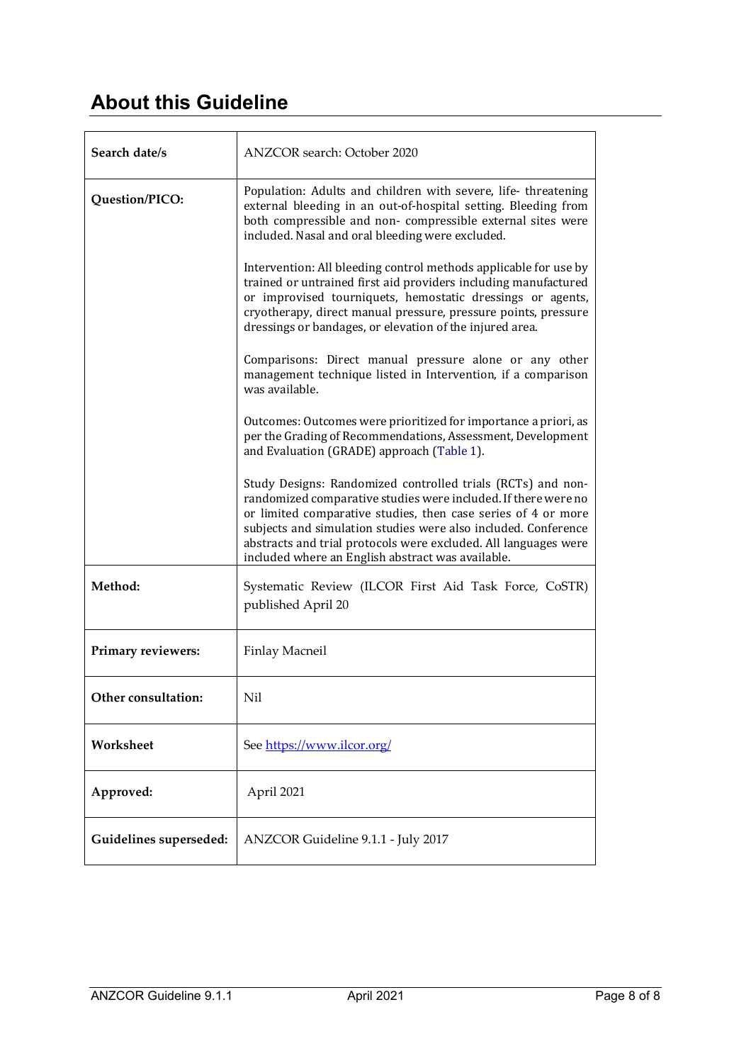## About this Guideline

| | |
|---|---|
| **Search date/s** | ANZCOR search: October 2020 |
| **Question/PICO:** | Population: Adults and children with severe, life- threatening external bleeding in an out-of-hospital setting. Bleeding from both compressible and non- compressible external sites were included. Nasal and oral bleeding were excluded.<br><br>Intervention: All bleeding control methods applicable for use by trained or untrained first aid providers including manufactured or improvised tourniquets, hemostatic dressings or agents, cryotherapy, direct manual pressure, pressure points, pressure dressings or bandages, or elevation of the injured area.<br><br>Comparisons: Direct manual pressure alone or any other management technique listed in Intervention, if a comparison was available.<br><br>Outcomes: Outcomes were prioritized for importance a priori, as per the Grading of Recommendations, Assessment, Development and Evaluation (GRADE) approach (Table 1).<br><br>Study Designs: Randomized controlled trials (RCTs) and non-randomized comparative studies were included. If there were no or limited comparative studies, then case series of 4 or more subjects and simulation studies were also included. Conference abstracts and trial protocols were excluded. All languages were included where an English abstract was available. |
| **Method:** | Systematic Review (ILCOR First Aid Task Force, CoSTR) published April 20 |
| **Primary reviewers:** | Finlay Macneil |
| **Other consultation:** | Nil |
| **Worksheet** | See https://www.ilcor.org/ |
| **Approved:** | April 2021 |
| **Guidelines superseded:** | ANZCOR Guideline 9.1.1 - July 2017 |